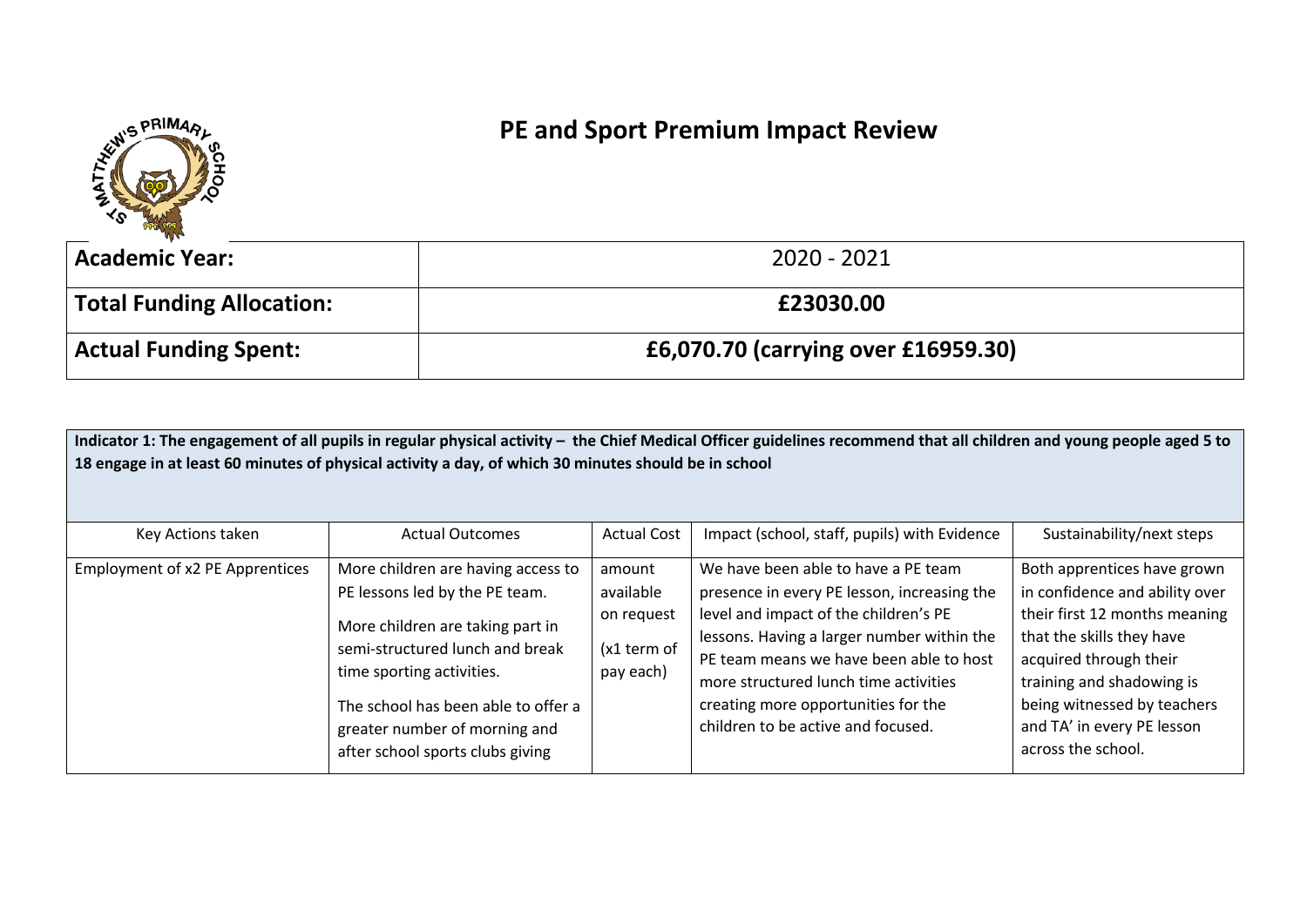# PE and Sport Premium Impact Review

| Academic Year: | 2020 - 2021 |
| --- | --- |
| **Total Funding Allocation:** | **£23030.00** |
| **Actual Funding Spent:** | **£6,070.70 (carrying over £16959.30)** |

| **Indicator 1: The engagement of all pupils in regular physical activity – the Chief Medical Officer guidelines recommend that all children and young people aged 5 to 18 engage in at least 60 minutes of physical activity a day, of which 30 minutes should be in school** | | | | |
| --- | --- | --- | --- | --- |
| Key Actions taken | Actual Outcomes | Actual Cost | Impact (school, staff, pupils) with Evidence | Sustainability/next steps |
| Employment of x2 PE Apprentices | More children are having access to PE lessons led by the PE team.<br><br>More children are taking part in semi-structured lunch and break time sporting activities.<br><br>The school has been able to offer a greater number of morning and after school sports clubs giving | amount available on request (x1 term of pay each) | We have been able to have a PE team presence in every PE lesson, increasing the level and impact of the children's PE lessons. Having a larger number within the PE team means we have been able to host more structured lunch time activities creating more opportunities for the children to be active and focused. | Both apprentices have grown in confidence and ability over their first 12 months meaning that the skills they have acquired through their training and shadowing is being witnessed by teachers and TA' in every PE lesson across the school. |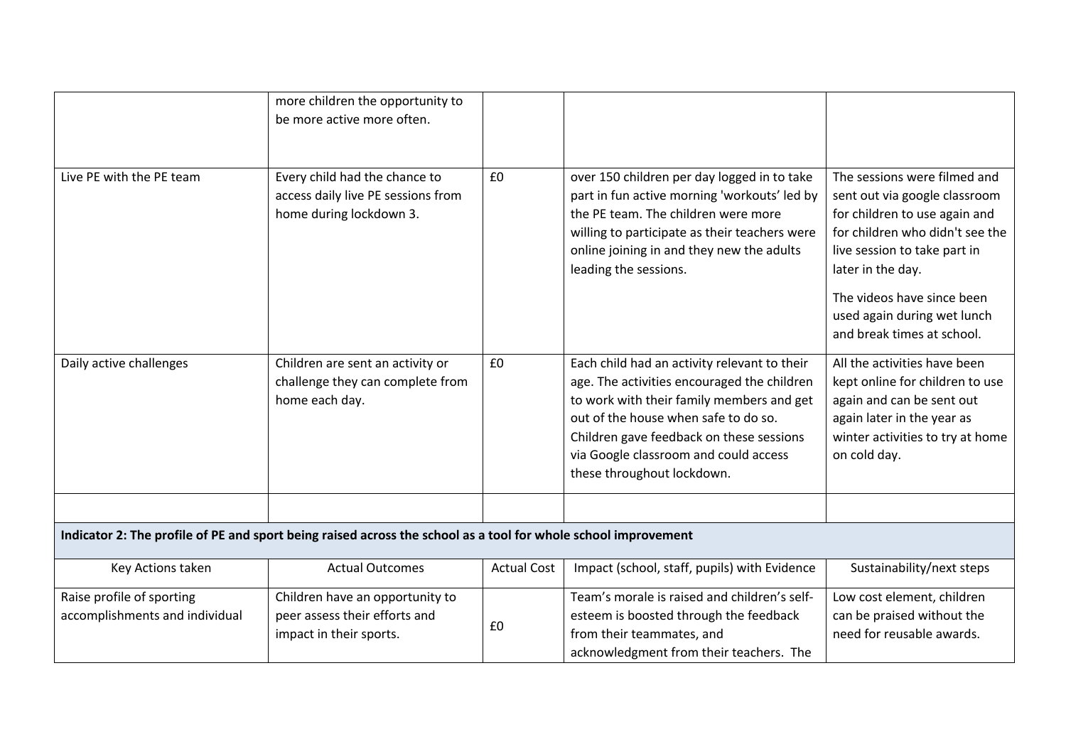| | more children the opportunity to be more active more often. | | | |
|---|---|---|---|---|
| Live PE with the PE team | Every child had the chance to access daily live PE sessions from home during lockdown 3. | £0 | over 150 children per day logged in to take part in fun active morning 'workouts' led by the PE team. The children were more willing to participate as their teachers were online joining in and they new the adults leading the sessions. | The sessions were filmed and sent out via google classroom for children to use again and for children who didn't see the live session to take part in later in the day.<br><br>The videos have since been used again during wet lunch and break times at school. |
| Daily active challenges | Children are sent an activity or challenge they can complete from home each day. | £0 | Each child had an activity relevant to their age. The activities encouraged the children to work with their family members and get out of the house when safe to do so. Children gave feedback on these sessions via Google classroom and could access these throughout lockdown. | All the activities have been kept online for children to use again and can be sent out again later in the year as winter activities to try at home on cold day. |
| | | | | |

| **Indicator 2: The profile of PE and sport being raised across the school as a tool for whole school improvement** | | | | |
|---|---|---|---|---|
| Key Actions taken | Actual Outcomes | Actual Cost | Impact (school, staff, pupils) with Evidence | Sustainability/next steps |
| Raise profile of sporting accomplishments and individual | Children have an opportunity to peer assess their efforts and impact in their sports. | £0 | Team's morale is raised and children's self-esteem is boosted through the feedback from their teammates, and acknowledgment from their teachers. The | Low cost element, children can be praised without the need for reusable awards. |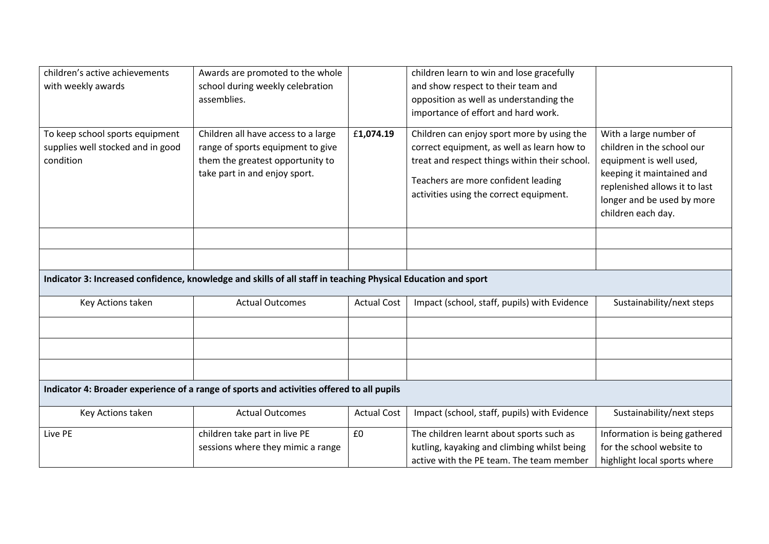| | | | | |
|---|---|---|---|---|
| children's active achievements with weekly awards | Awards are promoted to the whole school during weekly celebration assemblies. | | children learn to win and lose gracefully and show respect to their team and opposition as well as understanding the importance of effort and hard work. | |
| To keep school sports equipment supplies well stocked and in good condition | Children all have access to a large range of sports equipment to give them the greatest opportunity to take part in and enjoy sport. | £**1,074.19** | Children can enjoy sport more by using the correct equipment, as well as learn how to treat and respect things within their school.<br><br>Teachers are more confident leading activities using the correct equipment. | With a large number of children in the school our equipment is well used, keeping it maintained and replenished allows it to last longer and be used by more children each day. |
| | | | | |
| | | | | |

**Indicator 3: Increased confidence, knowledge and skills of all staff in teaching Physical Education and sport**

| Key Actions taken | Actual Outcomes | Actual Cost | Impact (school, staff, pupils) with Evidence | Sustainability/next steps |
|---|---|---|---|---|
| | | | | |
| | | | | |
| | | | | |

**Indicator 4: Broader experience of a range of sports and activities offered to all pupils**

| Key Actions taken | Actual Outcomes | Actual Cost | Impact (school, staff, pupils) with Evidence | Sustainability/next steps |
|---|---|---|---|---|
| Live PE | children take part in live PE sessions where they mimic a range | £0 | The children learnt about sports such as kutling, kayaking and climbing whilst being active with the PE team. The team member | Information is being gathered for the school website to highlight local sports where |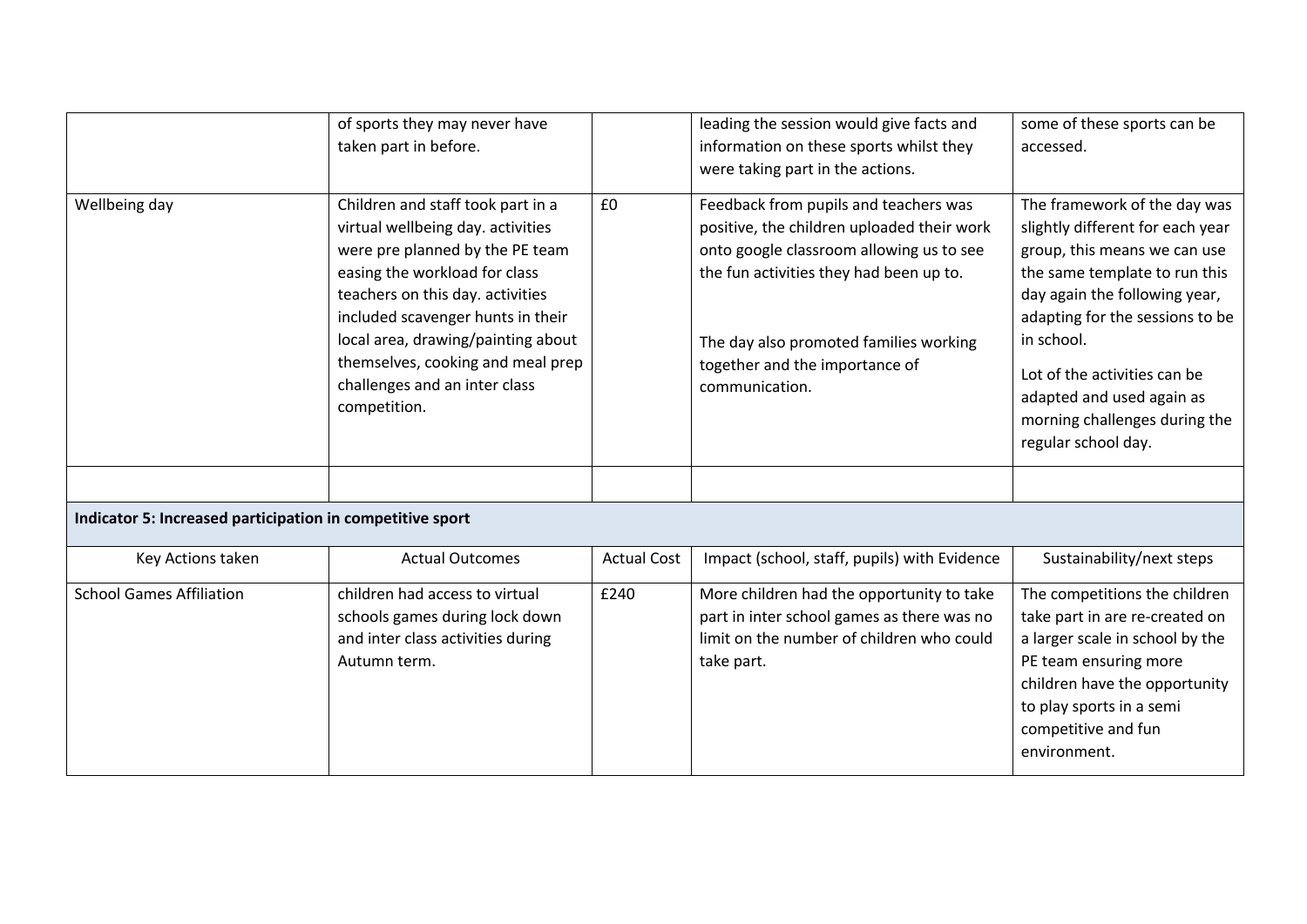| | | | | |
|---|---|---|---|---|
| | of sports they may never have taken part in before. | | leading the session would give facts and information on these sports whilst they were taking part in the actions. | some of these sports can be accessed. |
| Wellbeing day | Children and staff took part in a virtual wellbeing day. activities were pre planned by the PE team easing the workload for class teachers on this day. activities included scavenger hunts in their local area, drawing/painting about themselves, cooking and meal prep challenges and an inter class competition. | £0 | Feedback from pupils and teachers was positive, the children uploaded their work onto google classroom allowing us to see the fun activities they had been up to.<br><br>The day also promoted families working together and the importance of communication. | The framework of the day was slightly different for each year group, this means we can use the same template to run this day again the following year, adapting for the sessions to be in school.<br><br>Lot of the activities can be adapted and used again as morning challenges during the regular school day. |
| | | | | |

**Indicator 5: Increased participation in competitive sport**

| Key Actions taken | Actual Outcomes | Actual Cost | Impact (school, staff, pupils) with Evidence | Sustainability/next steps |
|---|---|---|---|---|
| School Games Affiliation | children had access to virtual schools games during lock down and inter class activities during Autumn term. | £240 | More children had the opportunity to take part in inter school games as there was no limit on the number of children who could take part. | The competitions the children take part in are re-created on a larger scale in school by the PE team ensuring more children have the opportunity to play sports in a semi competitive and fun environment. |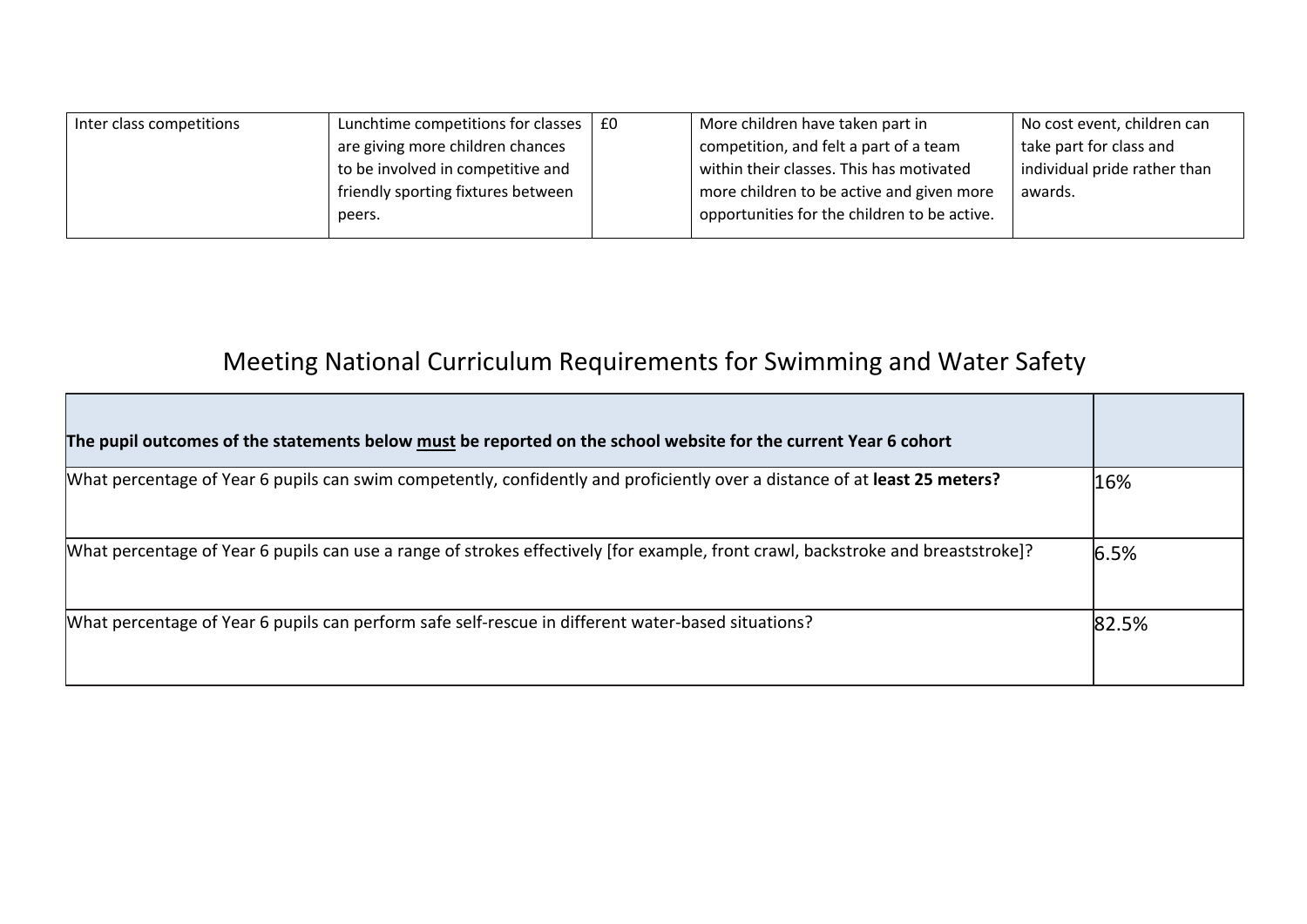| | | | | |
|---|---|---|---|---|
| Inter class competitions | Lunchtime competitions for classes are giving more children chances to be involved in competitive and friendly sporting fixtures between peers. | £0 | More children have taken part in competition, and felt a part of a team within their classes. This has motivated more children to be active and given more opportunities for the children to be active. | No cost event, children can take part for class and individual pride rather than awards. |

## Meeting National Curriculum Requirements for Swimming and Water Safety

| **The pupil outcomes of the statements below <u>must</u> be reported on the school website for the current Year 6 cohort** | |
|---|---|
| What percentage of Year 6 pupils can swim competently, confidently and proficiently over a distance of at **least 25 meters?** | 16% |
| What percentage of Year 6 pupils can use a range of strokes effectively [for example, front crawl, backstroke and breaststroke]? | 6.5% |
| What percentage of Year 6 pupils can perform safe self-rescue in different water-based situations? | 82.5% |